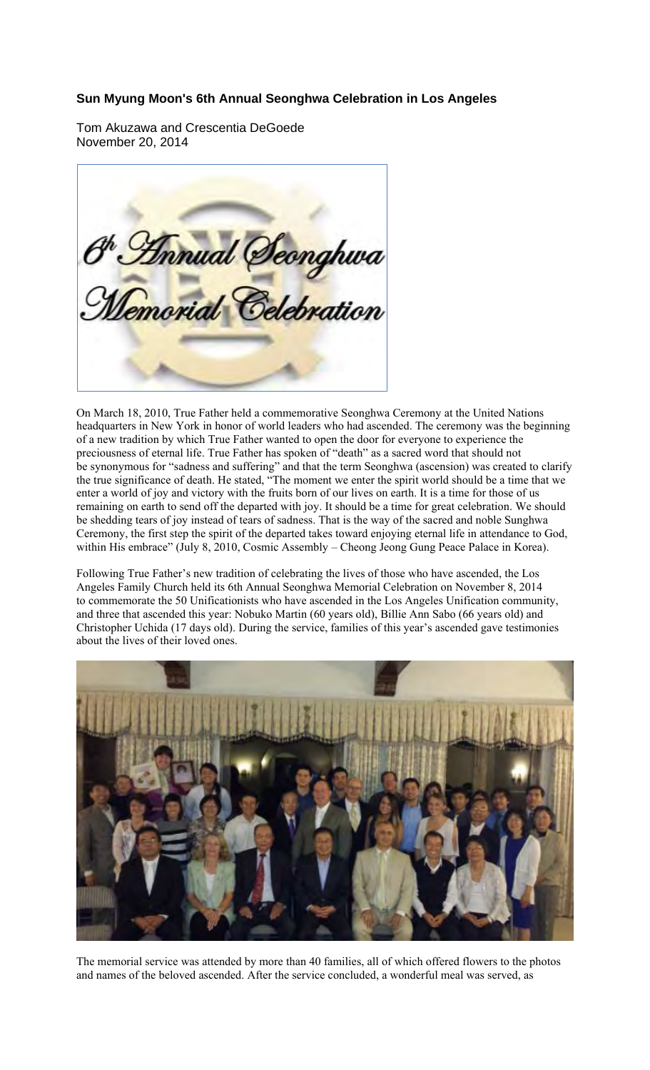## Sun Myung Moon's 6th Annual Seonghwa Celebration in Los Angeles

Tom Akuzawa and Crescentia DeGoede
November 20, 2014

On March 18, 2010, True Father held a commemorative Seonghwa Ceremony at the United Nations headquarters in New York in honor of world leaders who had ascended. The ceremony was the beginning of a new tradition by which True Father wanted to open the door for everyone to experience the preciousness of eternal life. True Father has spoken of "death" as a sacred word that should not be synonymous for "sadness and suffering" and that the term Seonghwa (ascension) was created to clarify the true significance of death. He stated, "The moment we enter the spirit world should be a time that we enter a world of joy and victory with the fruits born of our lives on earth. It is a time for those of us remaining on earth to send off the departed with joy. It should be a time for great celebration. We should be shedding tears of joy instead of tears of sadness. That is the way of the sacred and noble Sunghwa Ceremony, the first step the spirit of the departed takes toward enjoying eternal life in attendance to God, within His embrace" (July 8, 2010, Cosmic Assembly – Cheong Jeong Gung Peace Palace in Korea).

Following True Father's new tradition of celebrating the lives of those who have ascended, the Los Angeles Family Church held its 6th Annual Seonghwa Memorial Celebration on November 8, 2014 to commemorate the 50 Unificationists who have ascended in the Los Angeles Unification community, and three that ascended this year: Nobuko Martin (60 years old), Billie Ann Sabo (66 years old) and Christopher Uchida (17 days old). During the service, families of this year's ascended gave testimonies about the lives of their loved ones.

The memorial service was attended by more than 40 families, all of which offered flowers to the photos and names of the beloved ascended. After the service concluded, a wonderful meal was served, as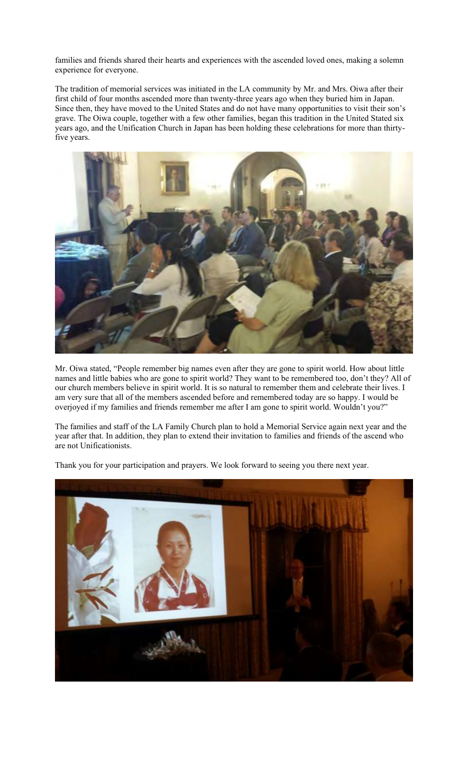families and friends shared their hearts and experiences with the ascended loved ones, making a solemn experience for everyone.

The tradition of memorial services was initiated in the LA community by Mr. and Mrs. Oiwa after their first child of four months ascended more than twenty-three years ago when they buried him in Japan. Since then, they have moved to the United States and do not have many opportunities to visit their son's grave. The Oiwa couple, together with a few other families, began this tradition in the United Stated six years ago, and the Unification Church in Japan has been holding these celebrations for more than thirty-five years.

Mr. Oiwa stated, "People remember big names even after they are gone to spirit world. How about little names and little babies who are gone to spirit world? They want to be remembered too, don't they? All of our church members believe in spirit world. It is so natural to remember them and celebrate their lives. I am very sure that all of the members ascended before and remembered today are so happy. I would be overjoyed if my families and friends remember me after I am gone to spirit world. Wouldn't you?"

The families and staff of the LA Family Church plan to hold a Memorial Service again next year and the year after that. In addition, they plan to extend their invitation to families and friends of the ascend who are not Unificationists.

Thank you for your participation and prayers. We look forward to seeing you there next year.